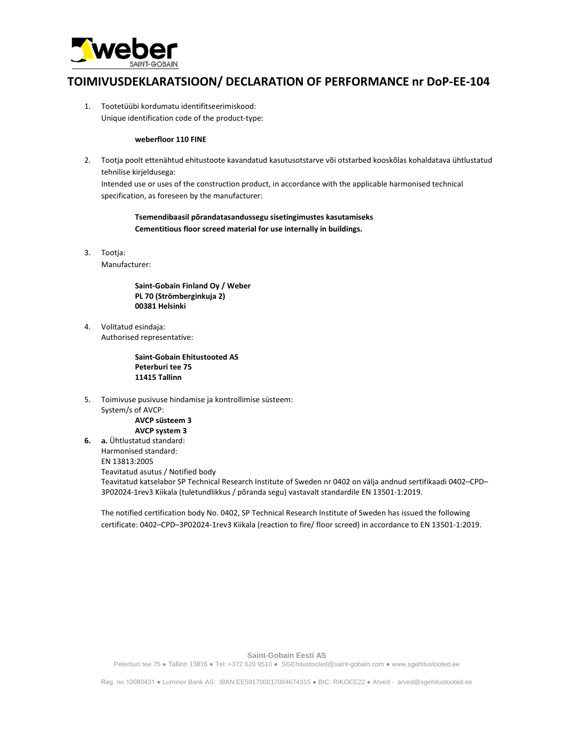# TOIMIVUSDEKLARATSIOON/ DECLARATION OF PERFORMANCE nr DoP-EE-104

1. Tootetüübi kordumatu identifitseerimiskood:
   Unique identification code of the product-type:

   **weberfloor 110 FINE**

2. Tootja poolt ettenähtud ehitustoote kavandatud kasutusotstarve või otstarbed kooskõlas kohaldatava ühtlustatud tehnilise kirjeldusega:
   Intended use or uses of the construction product, in accordance with the applicable harmonised technical specification, as foreseen by the manufacturer:

   **Tsemendibaasil põrandatasandussegu sisetingimustes kasutamiseks**
   **Cementitious floor screed material for use internally in buildings.**

3. Tootja:
   Manufacturer:

   **Saint-Gobain Finland Oy / Weber**
   **PL 70 (Strömberginkuja 2)**
   **00381 Helsinki**

4. Volitatud esindaja:
   Authorised representative:

   **Saint-Gobain Ehitustooted AS**
   **Peterburi tee 75**
   **11415 Tallinn**

5. Toimivuse pusivuse hindamise ja kontrollimise süsteem:
   System/s of AVCP:
   **AVCP süsteem 3**
   **AVCP system 3**

6. **a.** Ühtlustatud standard:
   Harmonised standard:
   EN 13813:2005
   Teavitatud asutus / Notified body
   Teavitatud katselabor SP Technical Research Institute of Sweden nr 0402 on välja andnud sertifikaadi 0402–CPD–3P02024-1rev3 Kiikala (tuletundlikkus / põranda segu) vastavalt standardile EN 13501-1:2019.

   The notified certification body No. 0402, SP Technical Research Institute of Sweden has issued the following certificate: 0402–CPD–3P02024-1rev3 Kiikala (reaction to fire/ floor screed) in accordance to EN 13501-1:2019.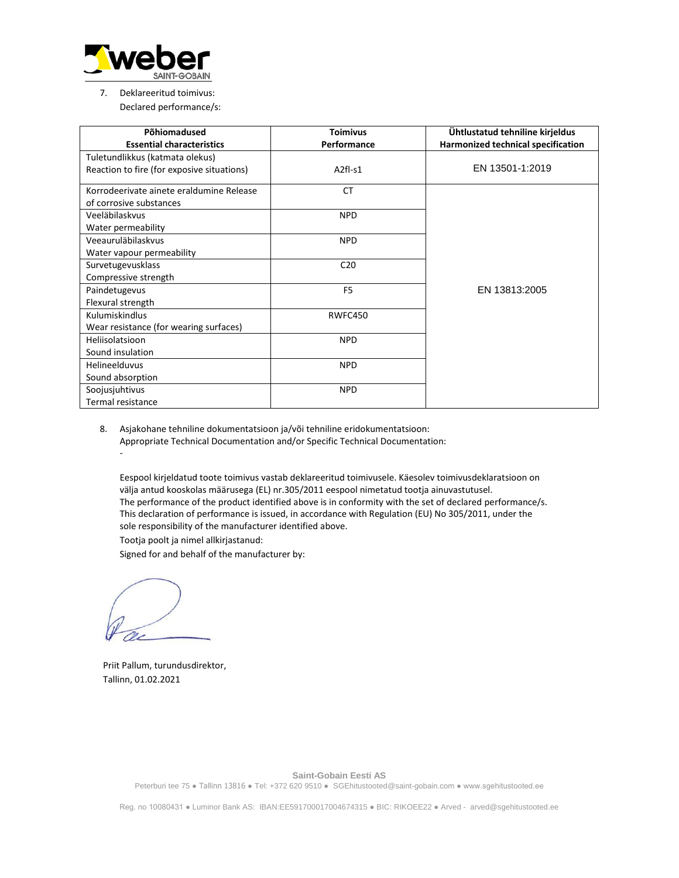7. Deklareeritud toimivus:
   Declared performance/s:

| Põhiomadused<br>Essential characteristics | Toimivus<br>Performance | Ühtlustatud tehniline kirjeldus<br>Harmonized technical specification |
|---|---|---|
| Tuletundlikkus (katmata olekus)<br>Reaction to fire (for exposive situations) | A2fl-s1 | EN 13501-1:2019 |
| Korrodeerivate ainete eraldumine Release of corrosive substances | CT | EN 13813:2005 |
| Veeläbilaskvus<br>Water permeability | NPD | |
| Veeauruläbilaskvus<br>Water vapour permeability | NPD | |
| Survetugevusklass<br>Compressive strength | C20 | |
| Paindetugevus<br>Flexural strength | F5 | |
| Kulumiskindlus<br>Wear resistance (for wearing surfaces) | RWFC450 | |
| Heliisolatsioon<br>Sound insulation | NPD | |
| Helineelduvus<br>Sound absorption | NPD | |
| Soojusjuhtivus<br>Termal resistance | NPD | |

8. Asjakohane tehniline dokumentatsioon ja/või tehniline eridokumentatsioon:
   Appropriate Technical Documentation and/or Specific Technical Documentation:
   -

Eespool kirjeldatud toote toimivus vastab deklareeritud toimivusele. Käesolev toimivusdeklaratsioon on välja antud kooskolas määrusega (EL) nr.305/2011 eespool nimetatud tootja ainuvastutusel.
The performance of the product identified above is in conformity with the set of declared performance/s. This declaration of performance is issued, in accordance with Regulation (EU) No 305/2011, under the sole responsibility of the manufacturer identified above.

Tootja poolt ja nimel allkirjastanud:

Signed for and behalf of the manufacturer by:

Priit Pallum, turundusdirektor,
Tallinn, 01.02.2021

**Saint-Gobain Eesti AS**
Peterburi tee 75 ● Tallinn 13816 ● Tel: +372 620 9510 ● SGEhitustooted@saint-gobain.com ● www.sgehitustooted.ee

Reg. no 10080431 ● Luminor Bank AS: IBAN:EE591700017004674315 ● BIC: RIKOEE22 ● Arved - arved@sgehitustooted.ee